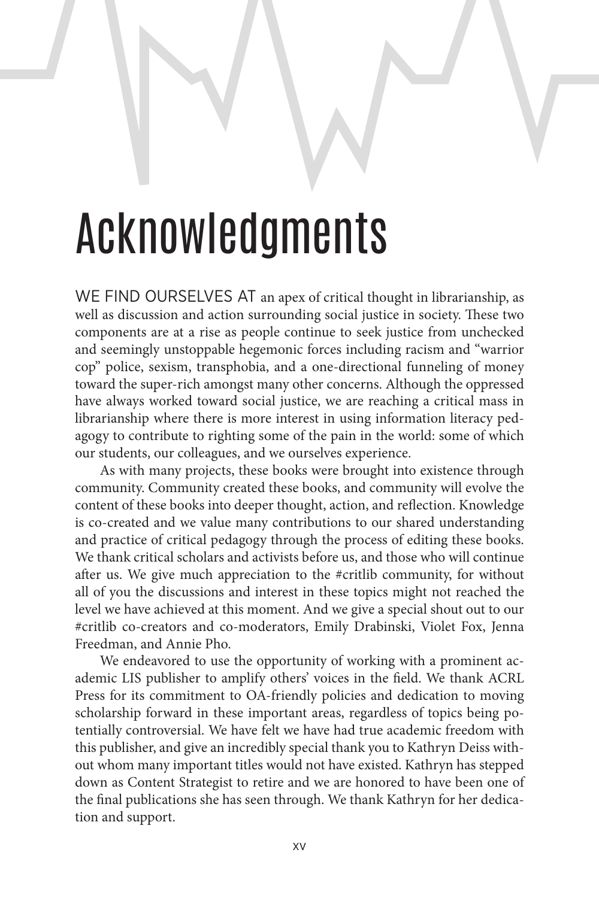# Acknowledgments

WE FIND OURSELVES AT an apex of critical thought in librarianship, as well as discussion and action surrounding social justice in society. These two components are at a rise as people continue to seek justice from unchecked and seemingly unstoppable hegemonic forces including racism and "warrior cop" police, sexism, transphobia, and a one-directional funneling of money toward the super-rich amongst many other concerns. Although the oppressed have always worked toward social justice, we are reaching a critical mass in librarianship where there is more interest in using information literacy pedagogy to contribute to righting some of the pain in the world: some of which our students, our colleagues, and we ourselves experience.

As with many projects, these books were brought into existence through community. Community created these books, and community will evolve the content of these books into deeper thought, action, and reflection. Knowledge is co-created and we value many contributions to our shared understanding and practice of critical pedagogy through the process of editing these books. We thank critical scholars and activists before us, and those who will continue after us. We give much appreciation to the #critlib community, for without all of you the discussions and interest in these topics might not reached the level we have achieved at this moment. And we give a special shout out to our #critlib co-creators and co-moderators, Emily Drabinski, Violet Fox, Jenna Freedman, and Annie Pho.

We endeavored to use the opportunity of working with a prominent academic LIS publisher to amplify others' voices in the field. We thank ACRL Press for its commitment to OA-friendly policies and dedication to moving scholarship forward in these important areas, regardless of topics being potentially controversial. We have felt we have had true academic freedom with this publisher, and give an incredibly special thank you to Kathryn Deiss without whom many important titles would not have existed. Kathryn has stepped down as Content Strategist to retire and we are honored to have been one of the final publications she has seen through. We thank Kathryn for her dedication and support.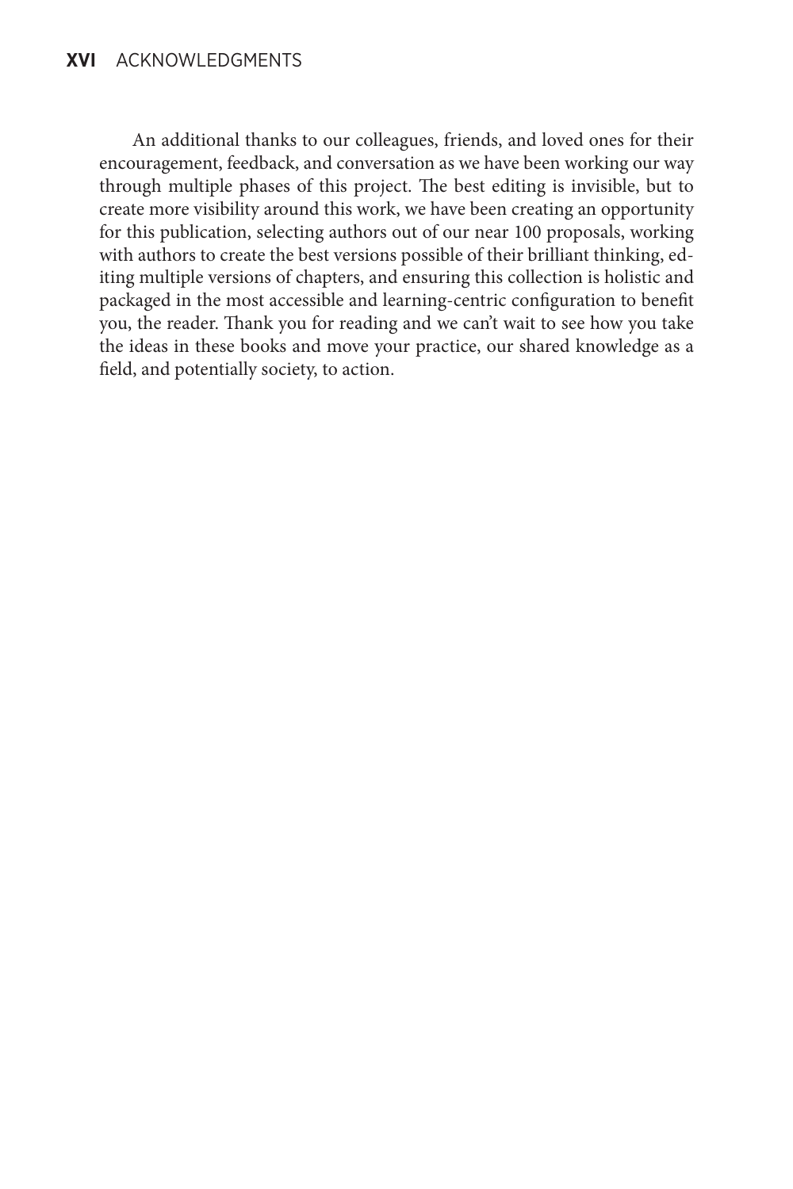An additional thanks to our colleagues, friends, and loved ones for their encouragement, feedback, and conversation as we have been working our way through multiple phases of this project. The best editing is invisible, but to create more visibility around this work, we have been creating an opportunity for this publication, selecting authors out of our near 100 proposals, working with authors to create the best versions possible of their brilliant thinking, editing multiple versions of chapters, and ensuring this collection is holistic and packaged in the most accessible and learning-centric configuration to benefit you, the reader. Thank you for reading and we can't wait to see how you take the ideas in these books and move your practice, our shared knowledge as a field, and potentially society, to action.